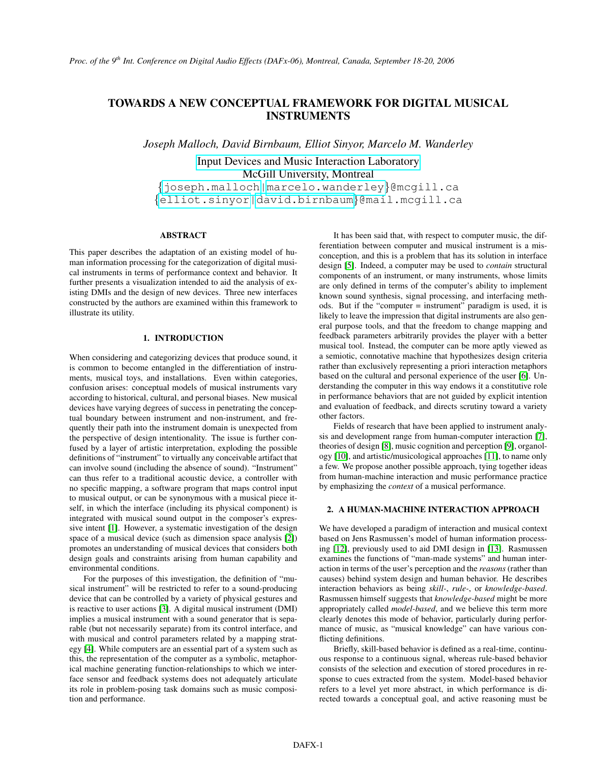# TOWARDS A NEW CONCEPTUAL FRAMEWORK FOR DIGITAL MUSICAL INSTRUMENTS

*Joseph Malloch, David Birnbaum, Elliot Sinyor, Marcelo M. Wanderley*

Input Devices and Music Interaction Laboratory
McGill University, Montreal
{joseph.malloch|marcelo.wanderley}@mcgill.ca
{elliot.sinyor|david.birnbaum}@mail.mcgill.ca

## ABSTRACT

This paper describes the adaptation of an existing model of human information processing for the categorization of digital musical instruments in terms of performance context and behavior. It further presents a visualization intended to aid the analysis of existing DMIs and the design of new devices. Three new interfaces constructed by the authors are examined within this framework to illustrate its utility.

## 1. INTRODUCTION

When considering and categorizing devices that produce sound, it is common to become entangled in the differentiation of instruments, musical toys, and installations. Even within categories, confusion arises: conceptual models of musical instruments vary according to historical, cultural, and personal biases. New musical devices have varying degrees of success in penetrating the conceptual boundary between instrument and non-instrument, and frequently their path into the instrument domain is unexpected from the perspective of design intentionality. The issue is further confused by a layer of artistic interpretation, exploding the possible definitions of "instrument" to virtually any conceivable artifact that can involve sound (including the absence of sound). "Instrument" can thus refer to a traditional acoustic device, a controller with no specific mapping, a software program that maps control input to musical output, or can be synonymous with a musical piece itself, in which the interface (including its physical component) is integrated with musical sound output in the composer's expressive intent [1]. However, a systematic investigation of the design space of a musical device (such as dimension space analysis [2]) promotes an understanding of musical devices that considers both design goals and constraints arising from human capability and environmental conditions.

For the purposes of this investigation, the definition of "musical instrument" will be restricted to refer to a sound-producing device that can be controlled by a variety of physical gestures and is reactive to user actions [3]. A digital musical instrument (DMI) implies a musical instrument with a sound generator that is separable (but not necessarily separate) from its control interface, and with musical and control parameters related by a mapping strategy [4]. While computers are an essential part of a system such as this, the representation of the computer as a symbolic, metaphorical machine generating function-relationships to which we interface sensor and feedback systems does not adequately articulate its role in problem-posing task domains such as music composition and performance.

It has been said that, with respect to computer music, the differentiation between computer and musical instrument is a misconception, and this is a problem that has its solution in interface design [5]. Indeed, a computer may be used to *contain* structural components of an instrument, or many instruments, whose limits are only defined in terms of the computer's ability to implement known sound synthesis, signal processing, and interfacing methods. But if the "computer = instrument" paradigm is used, it is likely to leave the impression that digital instruments are also general purpose tools, and that the freedom to change mapping and feedback parameters arbitrarily provides the player with a better musical tool. Instead, the computer can be more aptly viewed as a semiotic, connotative machine that hypothesizes design criteria rather than exclusively representing a priori interaction metaphors based on the cultural and personal experience of the user [6]. Understanding the computer in this way endows it a constitutive role in performance behaviors that are not guided by explicit intention and evaluation of feedback, and directs scrutiny toward a variety other factors.

Fields of research that have been applied to instrument analysis and development range from human-computer interaction [7], theories of design [8], music cognition and perception [9], organology [10], and artistic/musicological approaches [11], to name only a few. We propose another possible approach, tying together ideas from human-machine interaction and music performance practice by emphasizing the *context* of a musical performance.

## 2. A HUMAN-MACHINE INTERACTION APPROACH

We have developed a paradigm of interaction and musical context based on Jens Rasmussen's model of human information processing [12], previously used to aid DMI design in [13]. Rasmussen examines the functions of "man-made systems" and human interaction in terms of the user's perception and the *reasons* (rather than causes) behind system design and human behavior. He describes interaction behaviors as being *skill-*, *rule-*, or *knowledge-based*. Rasmussen himself suggests that *knowledge-based* might be more appropriately called *model-based*, and we believe this term more clearly denotes this mode of behavior, particularly during performance of music, as "musical knowledge" can have various conflicting definitions.

Briefly, skill-based behavior is defined as a real-time, continuous response to a continuous signal, whereas rule-based behavior consists of the selection and execution of stored procedures in response to cues extracted from the system. Model-based behavior refers to a level yet more abstract, in which performance is directed towards a conceptual goal, and active reasoning must be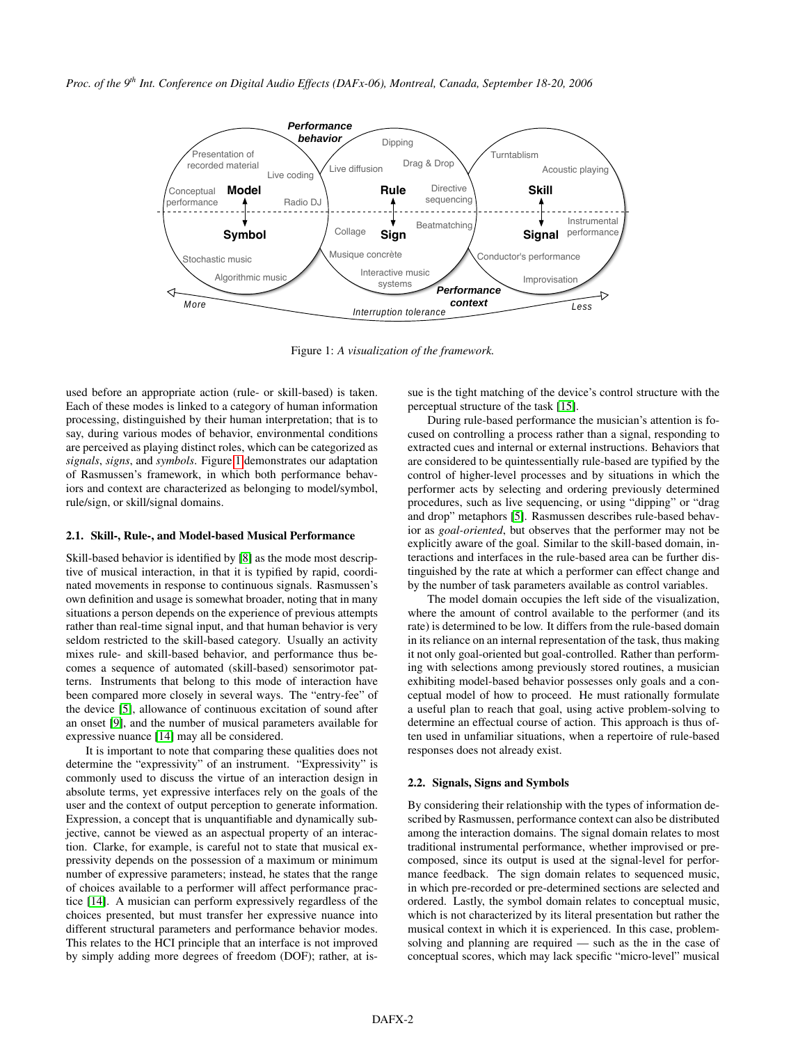Figure 1: *A visualization of the framework.*

used before an appropriate action (rule- or skill-based) is taken. Each of these modes is linked to a category of human information processing, distinguished by their human interpretation; that is to say, during various modes of behavior, environmental conditions are perceived as playing distinct roles, which can be categorized as *signals*, *signs*, and *symbols*. Figure 1 demonstrates our adaptation of Rasmussen's framework, in which both performance behaviors and context are characterized as belonging to model/symbol, rule/sign, or skill/signal domains.

### 2.1. Skill-, Rule-, and Model-based Musical Performance

Skill-based behavior is identified by [8] as the mode most descriptive of musical interaction, in that it is typified by rapid, coordinated movements in response to continuous signals. Rasmussen's own definition and usage is somewhat broader, noting that in many situations a person depends on the experience of previous attempts rather than real-time signal input, and that human behavior is very seldom restricted to the skill-based category. Usually an activity mixes rule- and skill-based behavior, and performance thus becomes a sequence of automated (skill-based) sensorimotor patterns. Instruments that belong to this mode of interaction have been compared more closely in several ways. The "entry-fee" of the device [5], allowance of continuous excitation of sound after an onset [9], and the number of musical parameters available for expressive nuance [14] may all be considered.

It is important to note that comparing these qualities does not determine the "expressivity" of an instrument. "Expressivity" is commonly used to discuss the virtue of an interaction design in absolute terms, yet expressive interfaces rely on the goals of the user and the context of output perception to generate information. Expression, a concept that is unquantifiable and dynamically subjective, cannot be viewed as an aspectual property of an interaction. Clarke, for example, is careful not to state that musical expressivity depends on the possession of a maximum or minimum number of expressive parameters; instead, he states that the range of choices available to a performer will affect performance practice [14]. A musician can perform expressively regardless of the choices presented, but must transfer her expressive nuance into different structural parameters and performance behavior modes. This relates to the HCI principle that an interface is not improved by simply adding more degrees of freedom (DOF); rather, at issue is the tight matching of the device's control structure with the perceptual structure of the task [15].

During rule-based performance the musician's attention is focused on controlling a process rather than a signal, responding to extracted cues and internal or external instructions. Behaviors that are considered to be quintessentially rule-based are typified by the control of higher-level processes and by situations in which the performer acts by selecting and ordering previously determined procedures, such as live sequencing, or using "dipping" or "drag and drop" metaphors [5]. Rasmussen describes rule-based behavior as *goal-oriented*, but observes that the performer may not be explicitly aware of the goal. Similar to the skill-based domain, interactions and interfaces in the rule-based area can be further distinguished by the rate at which a performer can effect change and by the number of task parameters available as control variables.

The model domain occupies the left side of the visualization, where the amount of control available to the performer (and its rate) is determined to be low. It differs from the rule-based domain in its reliance on an internal representation of the task, thus making it not only goal-oriented but goal-controlled. Rather than performing with selections among previously stored routines, a musician exhibiting model-based behavior possesses only goals and a conceptual model of how to proceed. He must rationally formulate a useful plan to reach that goal, using active problem-solving to determine an effectual course of action. This approach is thus often used in unfamiliar situations, when a repertoire of rule-based responses does not already exist.

### 2.2. Signals, Signs and Symbols

By considering their relationship with the types of information described by Rasmussen, performance context can also be distributed among the interaction domains. The signal domain relates to most traditional instrumental performance, whether improvised or precomposed, since its output is used at the signal-level for performance feedback. The sign domain relates to sequenced music, in which pre-recorded or pre-determined sections are selected and ordered. Lastly, the symbol domain relates to conceptual music, which is not characterized by its literal presentation but rather the musical context in which it is experienced. In this case, problem-solving and planning are required — such as the in the case of conceptual scores, which may lack specific "micro-level" musical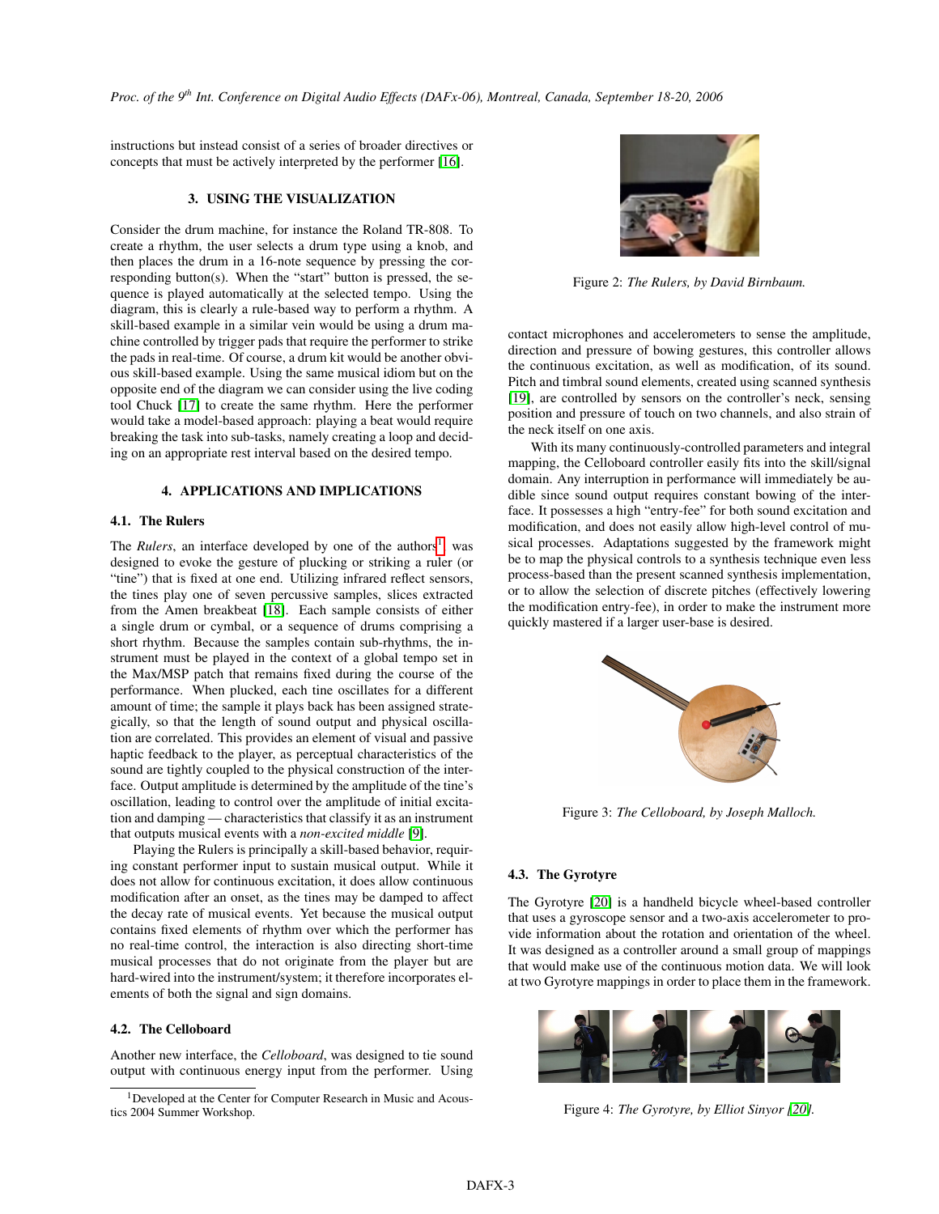instructions but instead consist of a series of broader directives or concepts that must be actively interpreted by the performer [16].

## 3. USING THE VISUALIZATION

Consider the drum machine, for instance the Roland TR-808. To create a rhythm, the user selects a drum type using a knob, and then places the drum in a 16-note sequence by pressing the corresponding button(s). When the "start" button is pressed, the sequence is played automatically at the selected tempo. Using the diagram, this is clearly a rule-based way to perform a rhythm. A skill-based example in a similar vein would be using a drum machine controlled by trigger pads that require the performer to strike the pads in real-time. Of course, a drum kit would be another obvious skill-based example. Using the same musical idiom but on the opposite end of the diagram we can consider using the live coding tool Chuck [17] to create the same rhythm. Here the performer would take a model-based approach: playing a beat would require breaking the task into sub-tasks, namely creating a loop and deciding on an appropriate rest interval based on the desired tempo.

## 4. APPLICATIONS AND IMPLICATIONS

### 4.1. The Rulers

The *Rulers*, an interface developed by one of the authors[1], was designed to evoke the gesture of plucking or striking a ruler (or "tine") that is fixed at one end. Utilizing infrared reflect sensors, the tines play one of seven percussive samples, slices extracted from the Amen breakbeat [18]. Each sample consists of either a single drum or cymbal, or a sequence of drums comprising a short rhythm. Because the samples contain sub-rhythms, the instrument must be played in the context of a global tempo set in the Max/MSP patch that remains fixed during the course of the performance. When plucked, each tine oscillates for a different amount of time; the sample it plays back has been assigned strategically, so that the length of sound output and physical oscillation are correlated. This provides an element of visual and passive haptic feedback to the player, as perceptual characteristics of the sound are tightly coupled to the physical construction of the interface. Output amplitude is determined by the amplitude of the tine's oscillation, leading to control over the amplitude of initial excitation and damping — characteristics that classify it as an instrument that outputs musical events with a *non-excited middle* [9].

Playing the Rulers is principally a skill-based behavior, requiring constant performer input to sustain musical output. While it does not allow for continuous excitation, it does allow continuous modification after an onset, as the tines may be damped to affect the decay rate of musical events. Yet because the musical output contains fixed elements of rhythm over which the performer has no real-time control, the interaction is also directing short-time musical processes that do not originate from the player but are hard-wired into the instrument/system; it therefore incorporates elements of both the signal and sign domains.

Figure 2: *The Rulers, by David Birnbaum.*

### 4.2. The Celloboard

Another new interface, the *Celloboard*, was designed to tie sound output with continuous energy input from the performer. Using contact microphones and accelerometers to sense the amplitude, direction and pressure of bowing gestures, this controller allows the continuous excitation, as well as modification, of its sound. Pitch and timbral sound elements, created using scanned synthesis [19], are controlled by sensors on the controller's neck, sensing position and pressure of touch on two channels, and also strain of the neck itself on one axis.

With its many continuously-controlled parameters and integral mapping, the Celloboard controller easily fits into the skill/signal domain. Any interruption in performance will immediately be audible since sound output requires constant bowing of the interface. It possesses a high "entry-fee" for both sound excitation and modification, and does not easily allow high-level control of musical processes. Adaptations suggested by the framework might be to map the physical controls to a synthesis technique even less process-based than the present scanned synthesis implementation, or to allow the selection of discrete pitches (effectively lowering the modification entry-fee), in order to make the instrument more quickly mastered if a larger user-base is desired.

Figure 3: *The Celloboard, by Joseph Malloch.*

### 4.3. The Gyrotyre

The Gyrotyre [20] is a handheld bicycle wheel-based controller that uses a gyroscope sensor and a two-axis accelerometer to provide information about the rotation and orientation of the wheel. It was designed as a controller around a small group of mappings that would make use of the continuous motion data. We will look at two Gyrotyre mappings in order to place them in the framework.

Figure 4: *The Gyrotyre, by Elliot Sinyor [20].*

[1] Developed at the Center for Computer Research in Music and Acoustics 2004 Summer Workshop.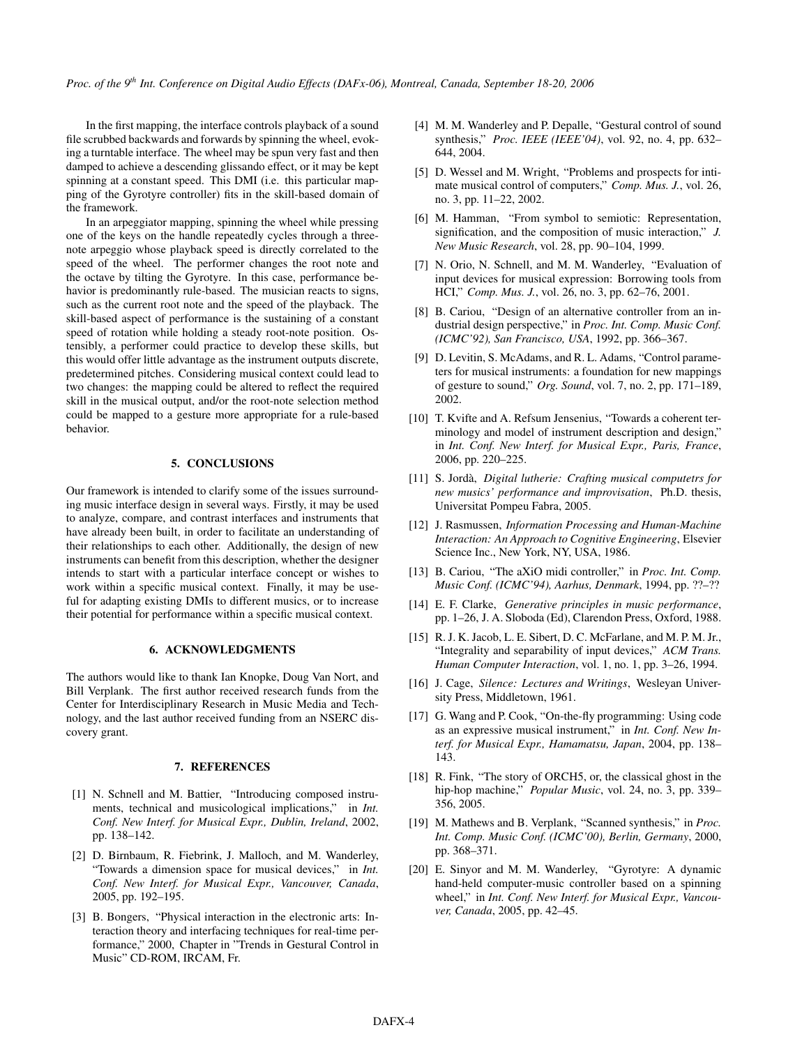In the first mapping, the interface controls playback of a sound file scrubbed backwards and forwards by spinning the wheel, evoking a turntable interface. The wheel may be spun very fast and then damped to achieve a descending glissando effect, or it may be kept spinning at a constant speed. This DMI (i.e. this particular mapping of the Gyrotyre controller) fits in the skill-based domain of the framework.

In an arpeggiator mapping, spinning the wheel while pressing one of the keys on the handle repeatedly cycles through a three-note arpeggio whose playback speed is directly correlated to the speed of the wheel. The performer changes the root note and the octave by tilting the Gyrotyre. In this case, performance behavior is predominantly rule-based. The musician reacts to signs, such as the current root note and the speed of the playback. The skill-based aspect of performance is the sustaining of a constant speed of rotation while holding a steady root-note position. Ostensibly, a performer could practice to develop these skills, but this would offer little advantage as the instrument outputs discrete, predetermined pitches. Considering musical context could lead to two changes: the mapping could be altered to reflect the required skill in the musical output, and/or the root-note selection method could be mapped to a gesture more appropriate for a rule-based behavior.

## 5. CONCLUSIONS

Our framework is intended to clarify some of the issues surrounding music interface design in several ways. Firstly, it may be used to analyze, compare, and contrast interfaces and instruments that have already been built, in order to facilitate an understanding of their relationships to each other. Additionally, the design of new instruments can benefit from this description, whether the designer intends to start with a particular interface concept or wishes to work within a specific musical context. Finally, it may be useful for adapting existing DMIs to different musics, or to increase their potential for performance within a specific musical context.

## 6. ACKNOWLEDGMENTS

The authors would like to thank Ian Knopke, Doug Van Nort, and Bill Verplank. The first author received research funds from the Center for Interdisciplinary Research in Music Media and Technology, and the last author received funding from an NSERC discovery grant.

## 7. REFERENCES

[1] N. Schnell and M. Battier, "Introducing composed instruments, technical and musicological implications," in *Int. Conf. New Interf. for Musical Expr., Dublin, Ireland*, 2002, pp. 138–142.

[2] D. Birnbaum, R. Fiebrink, J. Malloch, and M. Wanderley, "Towards a dimension space for musical devices," in *Int. Conf. New Interf. for Musical Expr., Vancouver, Canada*, 2005, pp. 192–195.

[3] B. Bongers, "Physical interaction in the electronic arts: Interaction theory and interfacing techniques for real-time performance," 2000, Chapter in "Trends in Gestural Control in Music" CD-ROM, IRCAM, Fr.

[4] M. M. Wanderley and P. Depalle, "Gestural control of sound synthesis," *Proc. IEEE (IEEE'04)*, vol. 92, no. 4, pp. 632–644, 2004.

[5] D. Wessel and M. Wright, "Problems and prospects for intimate musical control of computers," *Comp. Mus. J.*, vol. 26, no. 3, pp. 11–22, 2002.

[6] M. Hamman, "From symbol to semiotic: Representation, signification, and the composition of music interaction," *J. New Music Research*, vol. 28, pp. 90–104, 1999.

[7] N. Orio, N. Schnell, and M. M. Wanderley, "Evaluation of input devices for musical expression: Borrowing tools from HCI," *Comp. Mus. J.*, vol. 26, no. 3, pp. 62–76, 2001.

[8] B. Cariou, "Design of an alternative controller from an industrial design perspective," in *Proc. Int. Comp. Music Conf. (ICMC'92), San Francisco, USA*, 1992, pp. 366–367.

[9] D. Levitin, S. McAdams, and R. L. Adams, "Control parameters for musical instruments: a foundation for new mappings of gesture to sound," *Org. Sound*, vol. 7, no. 2, pp. 171–189, 2002.

[10] T. Kvifte and A. Refsum Jensenius, "Towards a coherent terminology and model of instrument description and design," in *Int. Conf. New Interf. for Musical Expr., Paris, France*, 2006, pp. 220–225.

[11] S. Jordà, *Digital lutherie: Crafting musical computetrs for new musics' performance and improvisation*, Ph.D. thesis, Universitat Pompeu Fabra, 2005.

[12] J. Rasmussen, *Information Processing and Human-Machine Interaction: An Approach to Cognitive Engineering*, Elsevier Science Inc., New York, NY, USA, 1986.

[13] B. Cariou, "The aXiO midi controller," in *Proc. Int. Comp. Music Conf. (ICMC'94), Aarhus, Denmark*, 1994, pp. ??–??

[14] E. F. Clarke, *Generative principles in music performance*, pp. 1–26, J. A. Sloboda (Ed), Clarendon Press, Oxford, 1988.

[15] R. J. K. Jacob, L. E. Sibert, D. C. McFarlane, and M. P. M. Jr., "Integrality and separability of input devices," *ACM Trans. Human Computer Interaction*, vol. 1, no. 1, pp. 3–26, 1994.

[16] J. Cage, *Silence: Lectures and Writings*, Wesleyan University Press, Middletown, 1961.

[17] G. Wang and P. Cook, "On-the-fly programming: Using code as an expressive musical instrument," in *Int. Conf. New Interf. for Musical Expr., Hamamatsu, Japan*, 2004, pp. 138–143.

[18] R. Fink, "The story of ORCH5, or, the classical ghost in the hip-hop machine," *Popular Music*, vol. 24, no. 3, pp. 339–356, 2005.

[19] M. Mathews and B. Verplank, "Scanned synthesis," in *Proc. Int. Comp. Music Conf. (ICMC'00), Berlin, Germany*, 2000, pp. 368–371.

[20] E. Sinyor and M. M. Wanderley, "Gyrotyre: A dynamic hand-held computer-music controller based on a spinning wheel," in *Int. Conf. New Interf. for Musical Expr., Vancouver, Canada*, 2005, pp. 42–45.